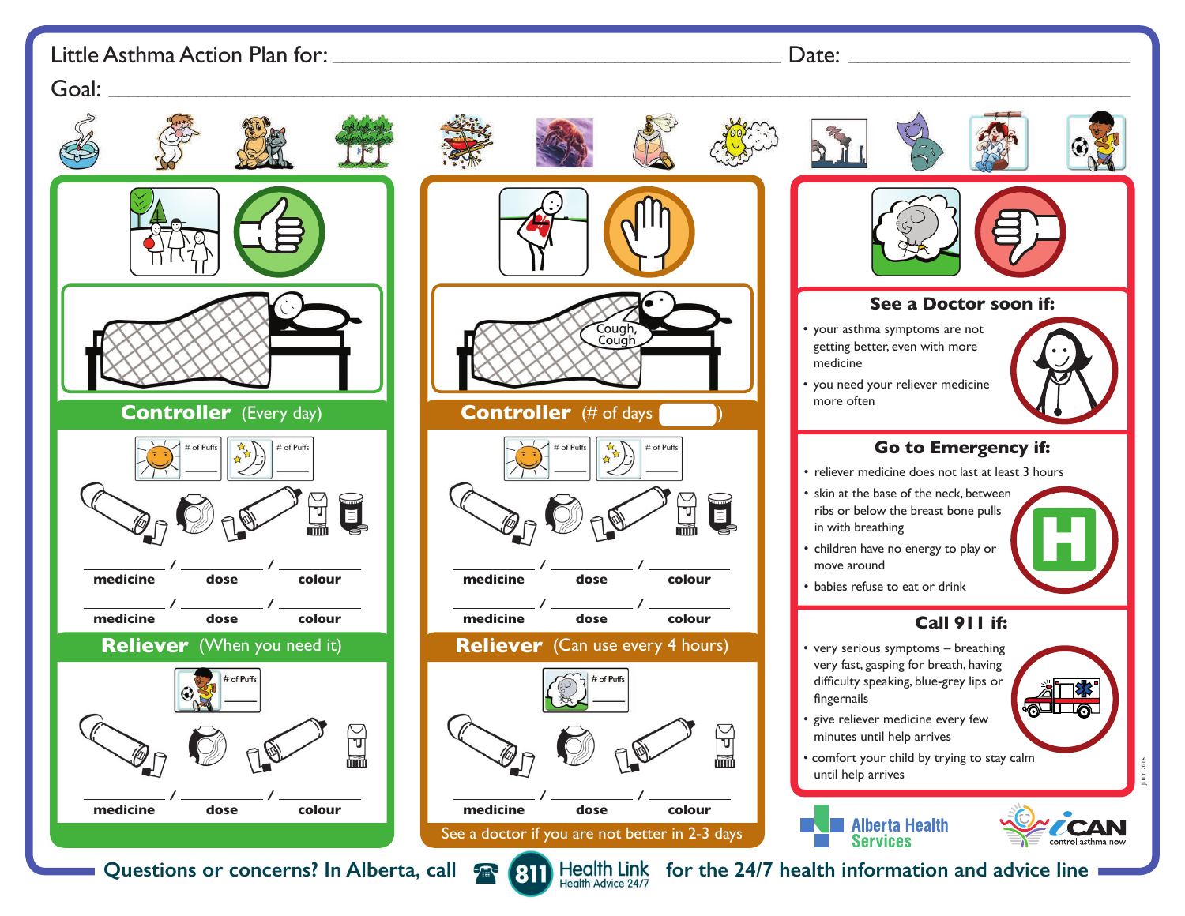# Little Asthma Action Plan for: ______________________ Date: ______________

Goal: ______________________________________________

## Controller (Every day)

# of Puffs ____ # of Puffs ____

_____ / _____ / _____
medicine / dose / colour

_____ / _____ / _____
medicine / dose / colour

## Reliever (When you need it)

# of Puffs ____

_____ / _____ / _____
medicine / dose / colour

Cough, Cough

## Controller (# of days ____ )

# of Puffs ____ # of Puffs ____

_____ / _____ / _____
medicine / dose / colour

_____ / _____ / _____
medicine / dose / colour

## Reliever (Can use every 4 hours)

# of Puffs ____

_____ / _____ / _____
medicine / dose / colour

See a doctor if you are not better in 2-3 days

## See a Doctor soon if:

- your asthma symptoms are not getting better, even with more medicine
- you need your reliever medicine more often

## Go to Emergency if:

- reliever medicine does not last at least 3 hours
- skin at the base of the neck, between ribs or below the breast bone pulls in with breathing
- children have no energy to play or move around
- babies refuse to eat or drink

## Call 911 if:

- very serious symptoms – breathing very fast, gasping for breath, having difficulty speaking, blue-grey lips or fingernails
- give reliever medicine every few minutes until help arrives
- comfort your child by trying to stay calm until help arrives

Alberta Health Services

iCAN control asthma now

JULY 2016

**Questions or concerns? In Alberta, call 811 Health Link Health Advice 24/7 for the 24/7 health information and advice line**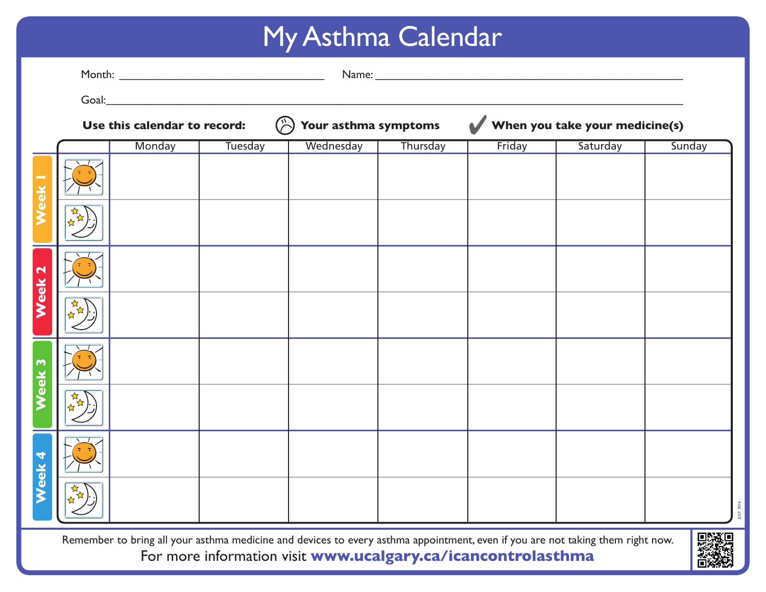# My Asthma Calendar

Month: ______________________ Name: ______________________________

Goal: ____________________________________________________________

**Use this calendar to record:** ☹ **Your asthma symptoms** ✔ **When you take your medicine(s)**

| | | Monday | Tuesday | Wednesday | Thursday | Friday | Saturday | Sunday |
|---|---|---|---|---|---|---|---|---|
| Week 1 | Day | | | | | | | |
| | Night | | | | | | | |
| Week 2 | Day | | | | | | | |
| | Night | | | | | | | |
| Week 3 | Day | | | | | | | |
| | Night | | | | | | | |
| Week 4 | Day | | | | | | | |
| | Night | | | | | | | |

JULY 2016

Remember to bring all your asthma medicine and devices to every asthma appointment, even if you are not taking them right now.

For more information visit **www.ucalgary.ca/icancontrolasthma**